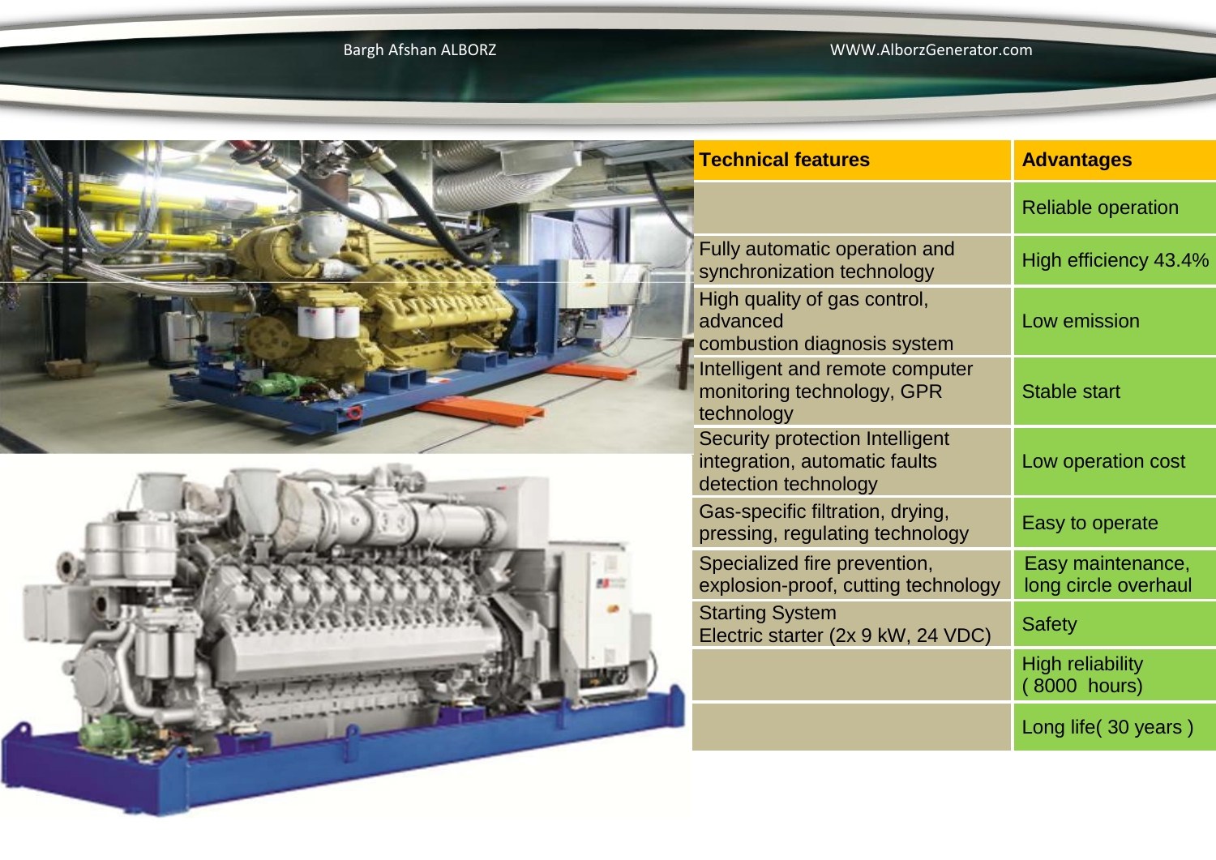| Technical features | Advantages |
|---|---|
| | Reliable operation |
| Fully automatic operation and synchronization technology | High efficiency 43.4% |
| High quality of gas control, advanced combustion diagnosis system | Low emission |
| Intelligent and remote computer monitoring technology, GPR technology | Stable start |
| Security protection Intelligent integration, automatic faults detection technology | Low operation cost |
| Gas-specific filtration, drying, pressing, regulating technology | Easy to operate |
| Specialized fire prevention, explosion-proof, cutting technology | Easy maintenance, long circle overhaul |
| Starting System Electric starter (2x 9 kW, 24 VDC) | Safety |
| | High reliability ( 8000 hours) |
| | Long life( 30 years ) |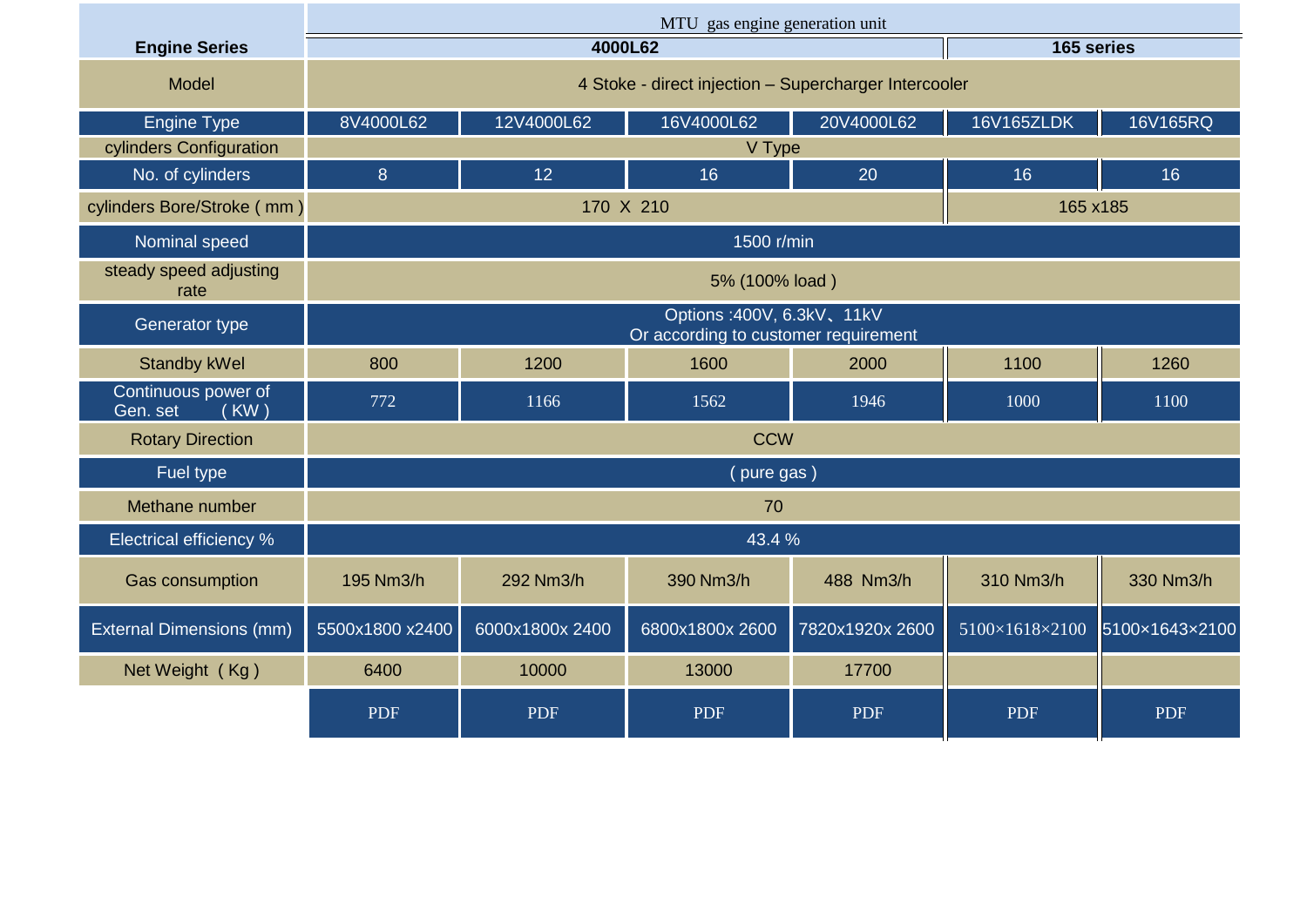| Engine Series | MTU gas engine generation unit | | | | | |
|---|---|---|---|---|---|---|
| | 4000L62 | | | | 165 series | |
| Model | 4 Stoke - direct injection – Supercharger Intercooler | | | | | |
| Engine Type | 8V4000L62 | 12V4000L62 | 16V4000L62 | 20V4000L62 | 16V165ZLDK | 16V165RQ |
| cylinders Configuration | V Type | | | | | |
| No. of cylinders | 8 | 12 | 16 | 20 | 16 | 16 |
| cylinders Bore/Stroke ( mm ) | 170 X 210 | | | | 165 x185 | |
| Nominal speed | 1500 r/min | | | | | |
| steady speed adjusting rate | 5% (100% load ) | | | | | |
| Generator type | Options :400V, 6.3kV、11kV Or according to customer requirement | | | | | |
| Standby kWel | 800 | 1200 | 1600 | 2000 | 1100 | 1260 |
| Continuous power of Gen. set ( KW ) | 772 | 1166 | 1562 | 1946 | 1000 | 1100 |
| Rotary Direction | CCW | | | | | |
| Fuel type | ( pure gas ) | | | | | |
| Methane number | 70 | | | | | |
| Electrical efficiency % | 43.4 % | | | | | |
| Gas consumption | 195 Nm3/h | 292 Nm3/h | 390 Nm3/h | 488 Nm3/h | 310 Nm3/h | 330 Nm3/h |
| External Dimensions (mm) | 5500x1800 x2400 | 6000x1800x 2400 | 6800x1800x 2600 | 7820x1920x 2600 | 5100×1618×2100 | 5100×1643×2100 |
| Net Weight ( Kg ) | 6400 | 10000 | 13000 | 17700 | | |
| | PDF | PDF | PDF | PDF | PDF | PDF |